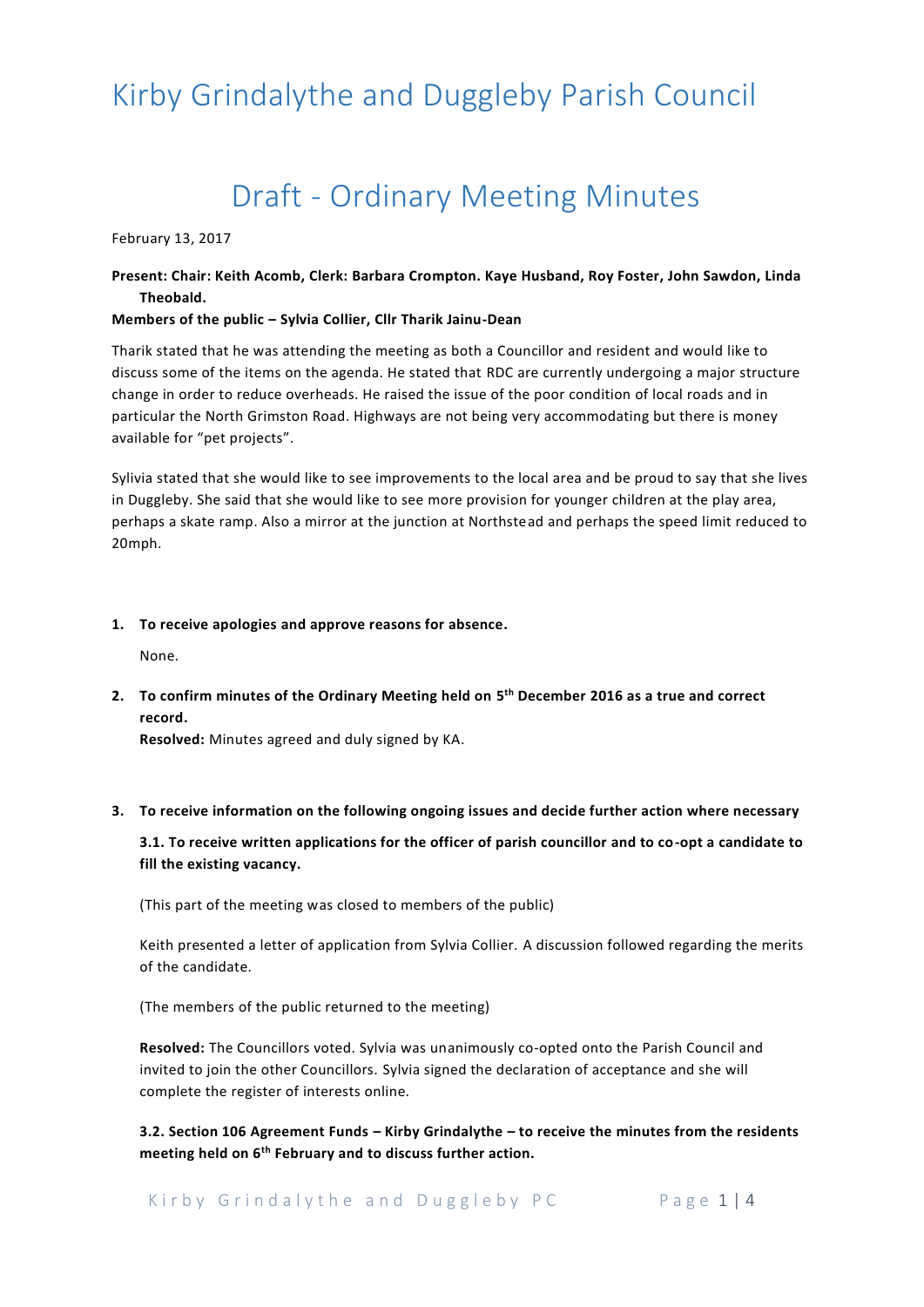# Kirby Grindalythe and Duggleby Parish Council

## Draft - Ordinary Meeting Minutes

February 13, 2017

**Present: Chair: Keith Acomb, Clerk: Barbara Crompton. Kaye Husband, Roy Foster, John Sawdon, Linda Theobald.**
**Members of the public – Sylvia Collier, Cllr Tharik Jainu-Dean**

Tharik stated that he was attending the meeting as both a Councillor and resident and would like to discuss some of the items on the agenda. He stated that RDC are currently undergoing a major structure change in order to reduce overheads. He raised the issue of the poor condition of local roads and in particular the North Grimston Road. Highways are not being very accommodating but there is money available for "pet projects".

Sylivia stated that she would like to see improvements to the local area and be proud to say that she lives in Duggleby. She said that she would like to see more provision for younger children at the play area, perhaps a skate ramp. Also a mirror at the junction at Northstead and perhaps the speed limit reduced to 20mph.

1. **To receive apologies and approve reasons for absence.**

   None.

2. **To confirm minutes of the Ordinary Meeting held on 5th December 2016 as a true and correct record.**
   **Resolved:** Minutes agreed and duly signed by KA.

3. **To receive information on the following ongoing issues and decide further action where necessary**

   **3.1. To receive written applications for the officer of parish councillor and to co-opt a candidate to fill the existing vacancy.**

   (This part of the meeting was closed to members of the public)

   Keith presented a letter of application from Sylvia Collier. A discussion followed regarding the merits of the candidate.

   (The members of the public returned to the meeting)

   **Resolved:** The Councillors voted. Sylvia was unanimously co-opted onto the Parish Council and invited to join the other Councillors. Sylvia signed the declaration of acceptance and she will complete the register of interests online.

   **3.2. Section 106 Agreement Funds – Kirby Grindalythe – to receive the minutes from the residents meeting held on 6th February and to discuss further action.**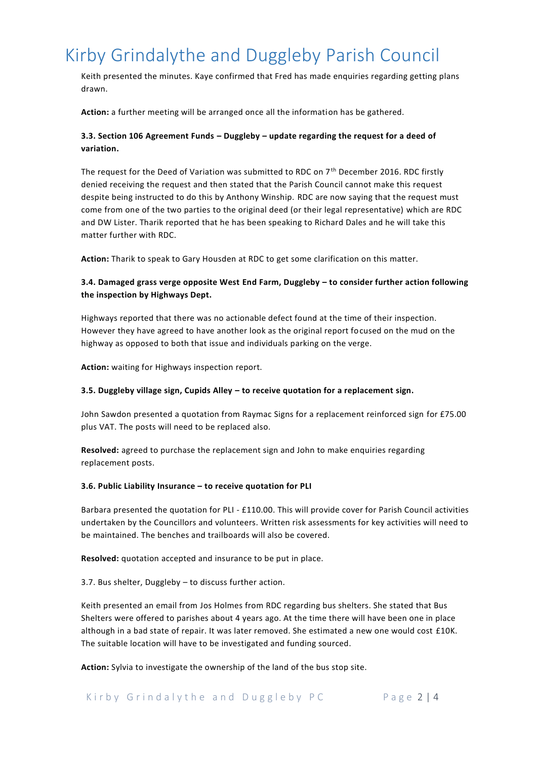Keith presented the minutes. Kaye confirmed that Fred has made enquiries regarding getting plans drawn.

**Action:** a further meeting will be arranged once all the information has be gathered.

**3.3. Section 106 Agreement Funds – Duggleby – update regarding the request for a deed of variation.**

The request for the Deed of Variation was submitted to RDC on 7th December 2016. RDC firstly denied receiving the request and then stated that the Parish Council cannot make this request despite being instructed to do this by Anthony Winship. RDC are now saying that the request must come from one of the two parties to the original deed (or their legal representative) which are RDC and DW Lister. Tharik reported that he has been speaking to Richard Dales and he will take this matter further with RDC.

**Action:** Tharik to speak to Gary Housden at RDC to get some clarification on this matter.

**3.4. Damaged grass verge opposite West End Farm, Duggleby – to consider further action following the inspection by Highways Dept.**

Highways reported that there was no actionable defect found at the time of their inspection. However they have agreed to have another look as the original report focused on the mud on the highway as opposed to both that issue and individuals parking on the verge.

**Action:** waiting for Highways inspection report.

**3.5. Duggleby village sign, Cupids Alley – to receive quotation for a replacement sign.**

John Sawdon presented a quotation from Raymac Signs for a replacement reinforced sign for £75.00 plus VAT. The posts will need to be replaced also.

**Resolved:** agreed to purchase the replacement sign and John to make enquiries regarding replacement posts.

**3.6. Public Liability Insurance – to receive quotation for PLI**

Barbara presented the quotation for PLI - £110.00. This will provide cover for Parish Council activities undertaken by the Councillors and volunteers. Written risk assessments for key activities will need to be maintained. The benches and trailboards will also be covered.

**Resolved:** quotation accepted and insurance to be put in place.

3.7. Bus shelter, Duggleby – to discuss further action.

Keith presented an email from Jos Holmes from RDC regarding bus shelters. She stated that Bus Shelters were offered to parishes about 4 years ago. At the time there will have been one in place although in a bad state of repair. It was later removed. She estimated a new one would cost £10K. The suitable location will have to be investigated and funding sourced.

**Action:** Sylvia to investigate the ownership of the land of the bus stop site.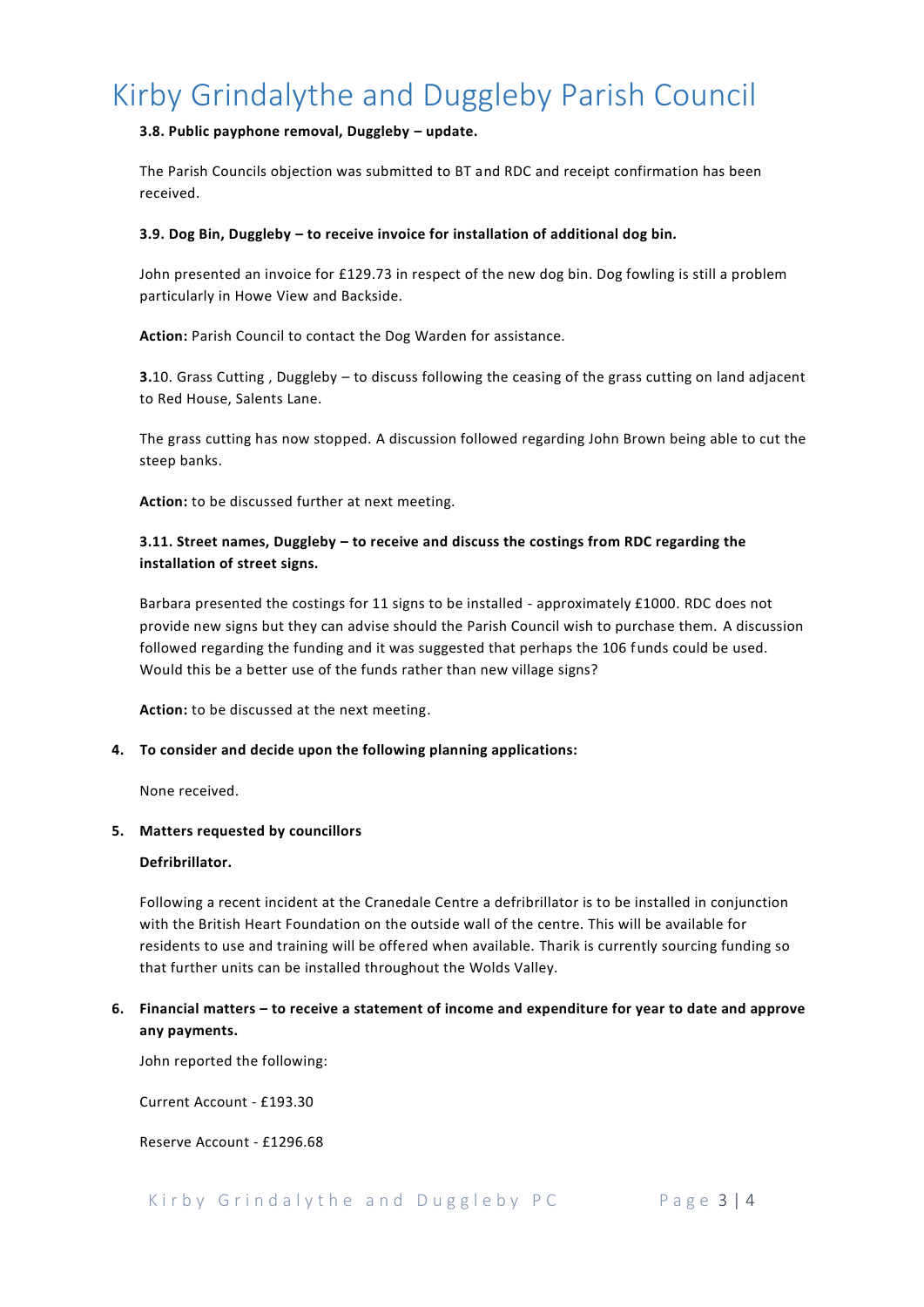**3.8. Public payphone removal, Duggleby – update.**

The Parish Councils objection was submitted to BT and RDC and receipt confirmation has been received.

**3.9. Dog Bin, Duggleby – to receive invoice for installation of additional dog bin.**

John presented an invoice for £129.73 in respect of the new dog bin. Dog fowling is still a problem particularly in Howe View and Backside.

**Action:** Parish Council to contact the Dog Warden for assistance.

**3.**10. Grass Cutting , Duggleby – to discuss following the ceasing of the grass cutting on land adjacent to Red House, Salents Lane.

The grass cutting has now stopped. A discussion followed regarding John Brown being able to cut the steep banks.

**Action:** to be discussed further at next meeting.

**3.11. Street names, Duggleby – to receive and discuss the costings from RDC regarding the installation of street signs.**

Barbara presented the costings for 11 signs to be installed - approximately £1000. RDC does not provide new signs but they can advise should the Parish Council wish to purchase them. A discussion followed regarding the funding and it was suggested that perhaps the 106 funds could be used. Would this be a better use of the funds rather than new village signs?

**Action:** to be discussed at the next meeting.

**4. To consider and decide upon the following planning applications:**

None received.

**5. Matters requested by councillors**

**Defribrillator.**

Following a recent incident at the Cranedale Centre a defribrillator is to be installed in conjunction with the British Heart Foundation on the outside wall of the centre. This will be available for residents to use and training will be offered when available. Tharik is currently sourcing funding so that further units can be installed throughout the Wolds Valley.

**6. Financial matters – to receive a statement of income and expenditure for year to date and approve any payments.**

John reported the following:

Current Account - £193.30

Reserve Account - £1296.68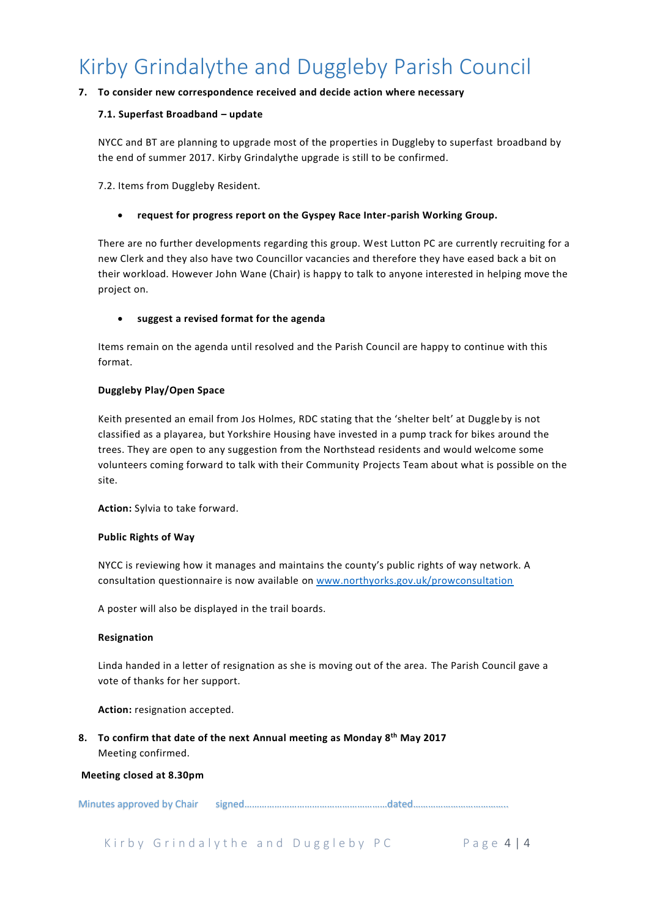# Kirby Grindalythe and Duggleby Parish Council

**7. To consider new correspondence received and decide action where necessary**

**7.1. Superfast Broadband – update**

NYCC and BT are planning to upgrade most of the properties in Duggleby to superfast broadband by the end of summer 2017. Kirby Grindalythe upgrade is still to be confirmed.

7.2. Items from Duggleby Resident.

- **request for progress report on the Gyspey Race Inter-parish Working Group.**

There are no further developments regarding this group. West Lutton PC are currently recruiting for a new Clerk and they also have two Councillor vacancies and therefore they have eased back a bit on their workload. However John Wane (Chair) is happy to talk to anyone interested in helping move the project on.

- **suggest a revised format for the agenda**

Items remain on the agenda until resolved and the Parish Council are happy to continue with this format.

**Duggleby Play/Open Space**

Keith presented an email from Jos Holmes, RDC stating that the 'shelter belt' at Duggleby is not classified as a playarea, but Yorkshire Housing have invested in a pump track for bikes around the trees. They are open to any suggestion from the Northstead residents and would welcome some volunteers coming forward to talk with their Community Projects Team about what is possible on the site.

**Action:** Sylvia to take forward.

**Public Rights of Way**

NYCC is reviewing how it manages and maintains the county's public rights of way network. A consultation questionnaire is now available on www.northyorks.gov.uk/prowconsultation

A poster will also be displayed in the trail boards.

**Resignation**

Linda handed in a letter of resignation as she is moving out of the area. The Parish Council gave a vote of thanks for her support.

**Action:** resignation accepted.

**8. To confirm that date of the next Annual meeting as Monday 8th May 2017**
Meeting confirmed.

**Meeting closed at 8.30pm**

Minutes approved by Chair signed………………………………………………dated………………………………